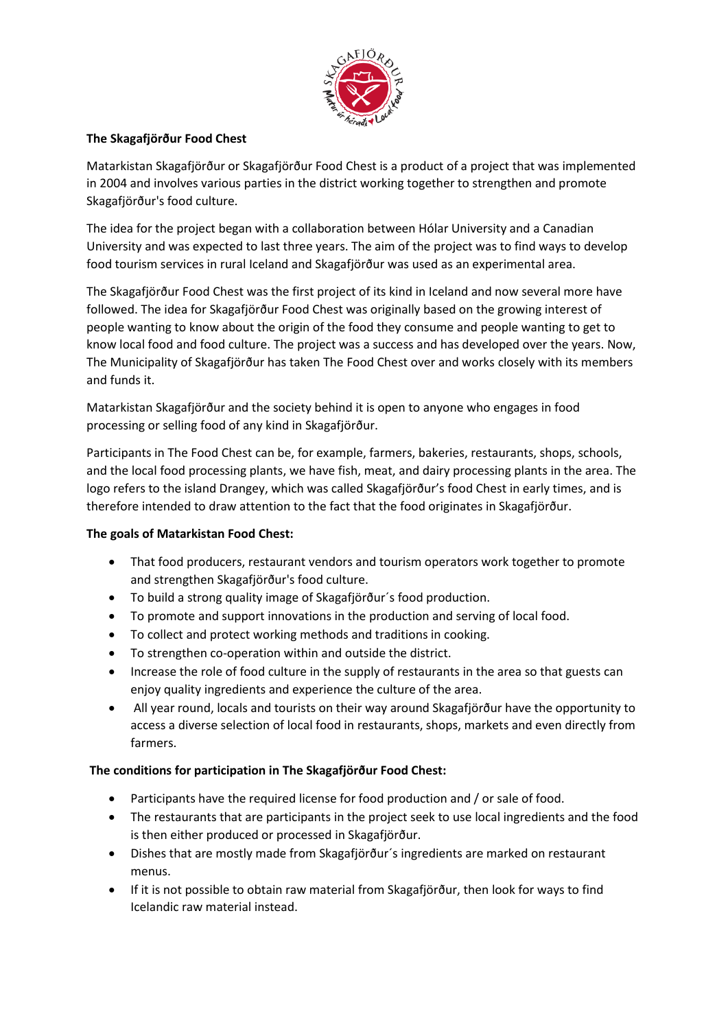**The Skagafjörður Food Chest**

Matarkistan Skagafjörður or Skagafjörður Food Chest is a product of a project that was implemented in 2004 and involves various parties in the district working together to strengthen and promote Skagafjörður's food culture.

The idea for the project began with a collaboration between Hólar University and a Canadian University and was expected to last three years. The aim of the project was to find ways to develop food tourism services in rural Iceland and Skagafjörður was used as an experimental area.

The Skagafjörður Food Chest was the first project of its kind in Iceland and now several more have followed. The idea for Skagafjörður Food Chest was originally based on the growing interest of people wanting to know about the origin of the food they consume and people wanting to get to know local food and food culture. The project was a success and has developed over the years. Now, The Municipality of Skagafjörður has taken The Food Chest over and works closely with its members and funds it.

Matarkistan Skagafjörður and the society behind it is open to anyone who engages in food processing or selling food of any kind in Skagafjörður.

Participants in The Food Chest can be, for example, farmers, bakeries, restaurants, shops, schools, and the local food processing plants, we have fish, meat, and dairy processing plants in the area. The logo refers to the island Drangey, which was called Skagafjörður's food Chest in early times, and is therefore intended to draw attention to the fact that the food originates in Skagafjörður.

**The goals of Matarkistan Food Chest:**

- That food producers, restaurant vendors and tourism operators work together to promote and strengthen Skagafjörður's food culture.
- To build a strong quality image of Skagafjörður´s food production.
- To promote and support innovations in the production and serving of local food.
- To collect and protect working methods and traditions in cooking.
- To strengthen co-operation within and outside the district.
- Increase the role of food culture in the supply of restaurants in the area so that guests can enjoy quality ingredients and experience the culture of the area.
- All year round, locals and tourists on their way around Skagafjörður have the opportunity to access a diverse selection of local food in restaurants, shops, markets and even directly from farmers.

**The conditions for participation in The Skagafjörður Food Chest:**

- Participants have the required license for food production and / or sale of food.
- The restaurants that are participants in the project seek to use local ingredients and the food is then either produced or processed in Skagafjörður.
- Dishes that are mostly made from Skagafjörður´s ingredients are marked on restaurant menus.
- If it is not possible to obtain raw material from Skagafjörður, then look for ways to find Icelandic raw material instead.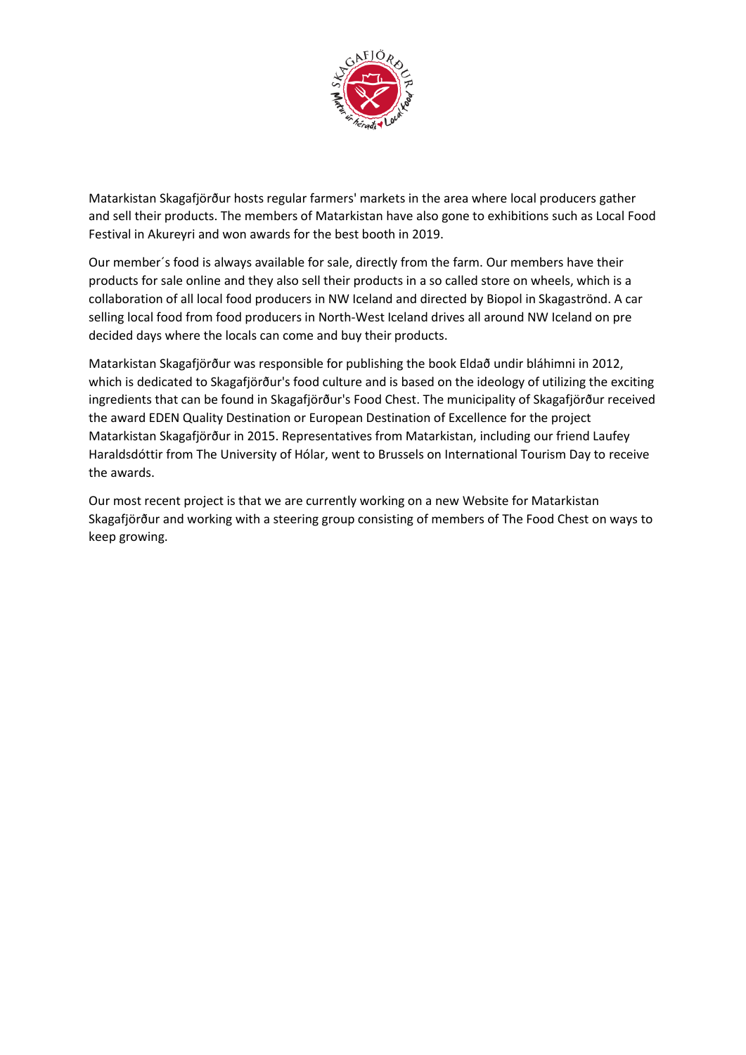Matarkistan Skagafjörður hosts regular farmers' markets in the area where local producers gather and sell their products. The members of Matarkistan have also gone to exhibitions such as Local Food Festival in Akureyri and won awards for the best booth in 2019.

Our member´s food is always available for sale, directly from the farm. Our members have their products for sale online and they also sell their products in a so called store on wheels, which is a collaboration of all local food producers in NW Iceland and directed by Biopol in Skagaströnd. A car selling local food from food producers in North-West Iceland drives all around NW Iceland on pre decided days where the locals can come and buy their products.

Matarkistan Skagafjörður was responsible for publishing the book Eldað undir bláhimni in 2012, which is dedicated to Skagafjörður's food culture and is based on the ideology of utilizing the exciting ingredients that can be found in Skagafjörður's Food Chest. The municipality of Skagafjörður received the award EDEN Quality Destination or European Destination of Excellence for the project Matarkistan Skagafjörður in 2015. Representatives from Matarkistan, including our friend Laufey Haraldsdóttir from The University of Hólar, went to Brussels on International Tourism Day to receive the awards.

Our most recent project is that we are currently working on a new Website for Matarkistan Skagafjörður and working with a steering group consisting of members of The Food Chest on ways to keep growing.